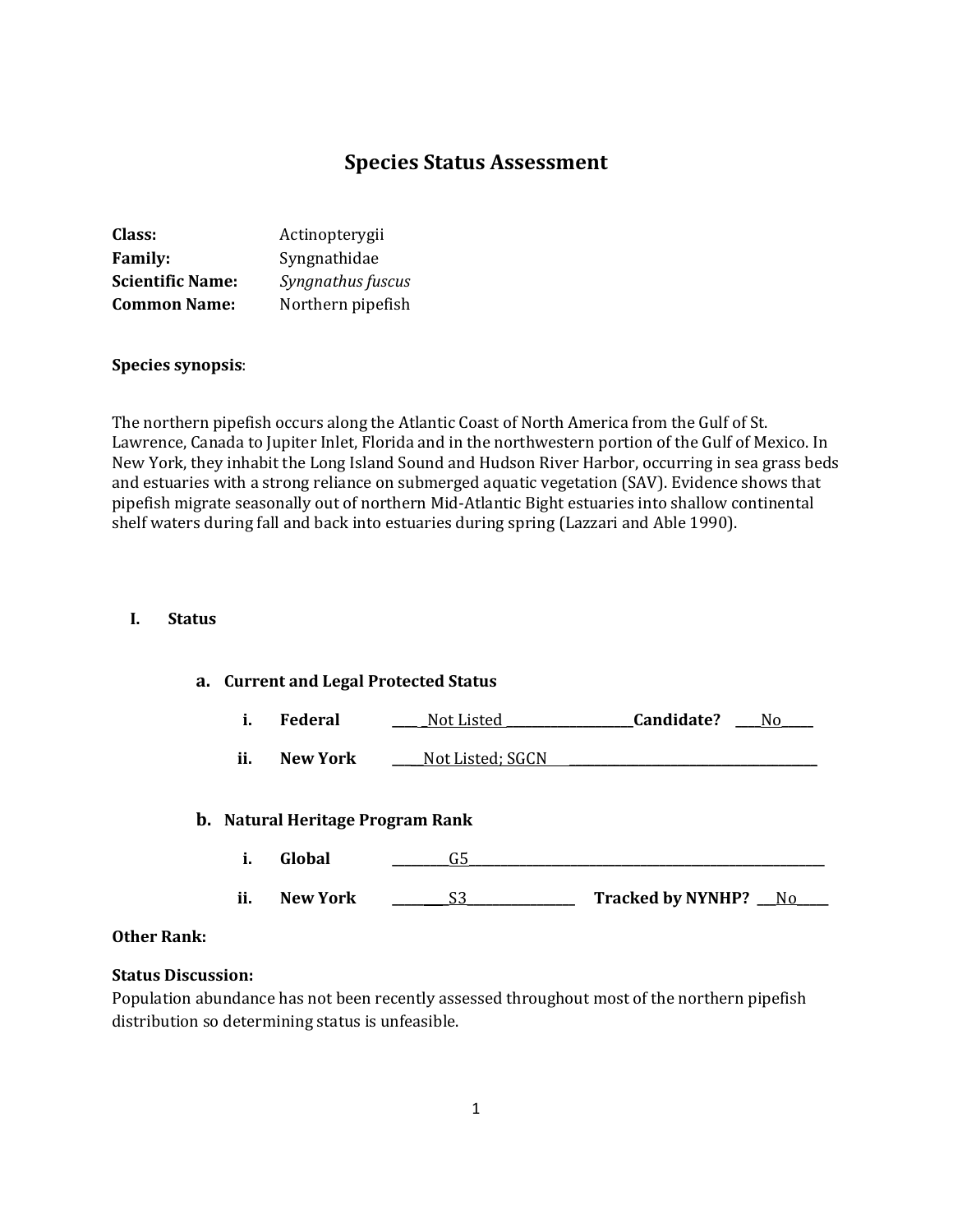# Species Status Assessment

**Class:** Actinopterygii
**Family:** Syngnathidae
**Scientific Name:** *Syngnathus fuscus*
**Common Name:** Northern pipefish

**Species synopsis**:

The northern pipefish occurs along the Atlantic Coast of North America from the Gulf of St. Lawrence, Canada to Jupiter Inlet, Florida and in the northwestern portion of the Gulf of Mexico. In New York, they inhabit the Long Island Sound and Hudson River Harbor, occurring in sea grass beds and estuaries with a strong reliance on submerged aquatic vegetation (SAV). Evidence shows that pipefish migrate seasonally out of northern Mid-Atlantic Bight estuaries into shallow continental shelf waters during fall and back into estuaries during spring (Lazzari and Able 1990).

## I. Status

### a. Current and Legal Protected Status

**i. Federal** ____ _Not Listed ___________________ **Candidate?** ____No_____

**ii. New York** ____Not Listed; SGCN ______________________________________

### b. Natural Heritage Program Rank

**i. Global** _________G5_________________________________________________________

**ii. New York** ________S3________________ **Tracked by NYNHP?** ___No_____

**Other Rank:**

**Status Discussion:**
Population abundance has not been recently assessed throughout most of the northern pipefish distribution so determining status is unfeasible.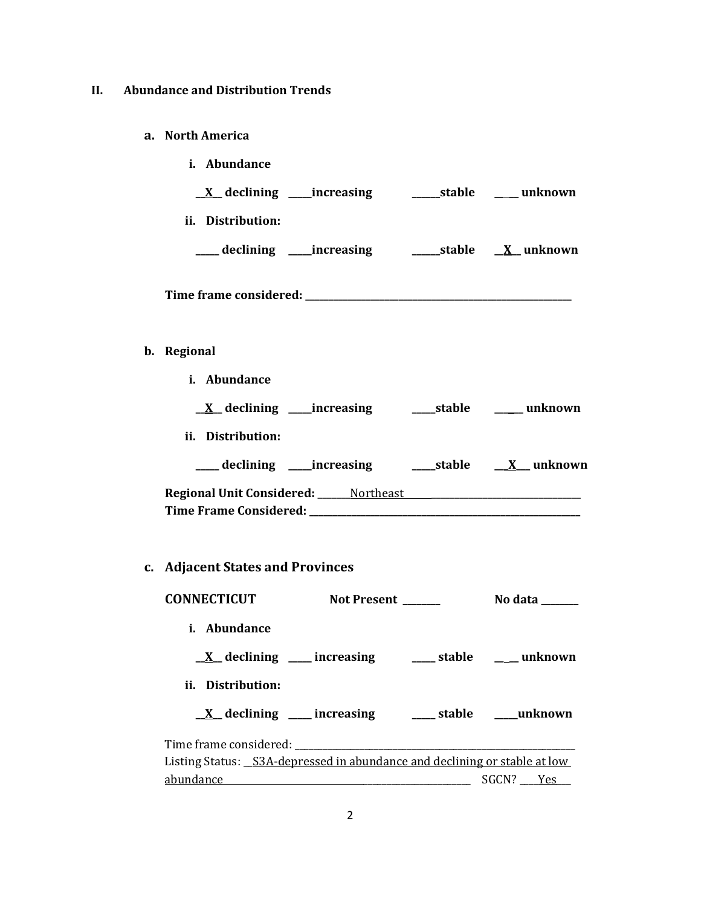## II. Abundance and Distribution Trends

### a. North America

**i. Abundance**

**__X__ declining _____increasing ______stable __ __ unknown**

**ii. Distribution:**

**_____ declining _____increasing ______stable __X__ unknown**

**Time frame considered: ___________________________________________________**

### b. Regional

**i. Abundance**

**__X__ declining _____increasing _____stable ______ unknown**

**ii. Distribution:**

**_____ declining _____increasing _____stable __X___ unknown**

**Regional Unit Considered:** ______Northeast______________________________

**Time Frame Considered: ___________________________________________________**

### c. Adjacent States and Provinces

**CONNECTICUT** **Not Present ________** **No data ________**

**i. Abundance**

**__X__ declining _____ increasing _____ stable __ __ unknown**

**ii. Distribution:**

**__X__ declining _____ increasing _____ stable _____unknown**

Time frame considered: ___________________________________________________

Listing Status: __S3A-depressed in abundance and declining or stable at low abundance_______________________________ SGCN? ____Yes___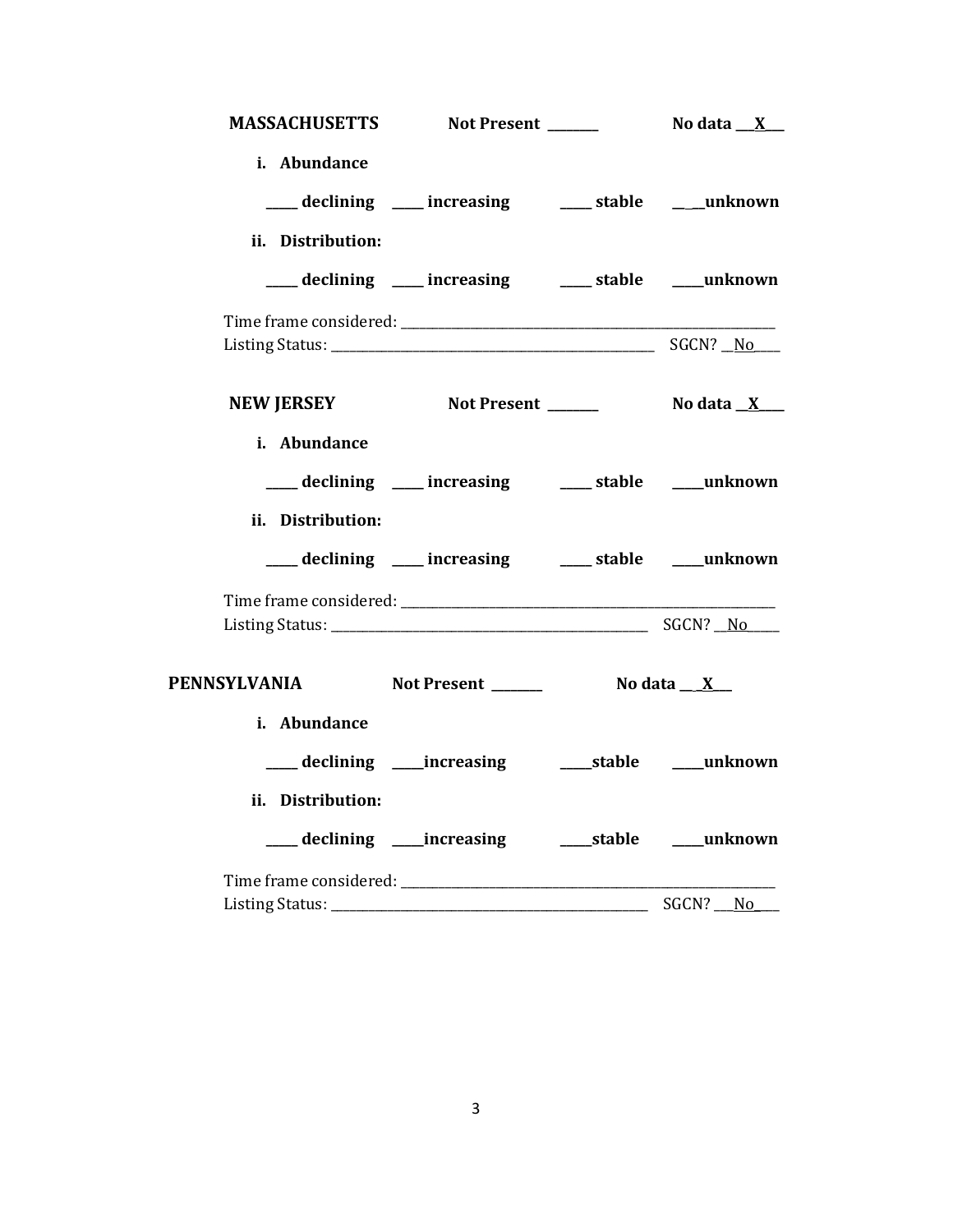**MASSACHUSETTS** **Not Present ________** **No data \_\_\_X\_\_\_**

**i. Abundance**

**\_\_\_\_\_ declining \_\_\_\_\_ increasing \_\_\_\_\_ stable \_\_\_\_unknown**

**ii. Distribution:**

**\_\_\_\_\_ declining \_\_\_\_\_ increasing \_\_\_\_\_ stable \_\_\_\_\_unknown**

Time frame considered: ___________________________________________________________

Listing Status: _________________________________________________ SGCN? \_\_No\_\_\_\_

**NEW JERSEY** **Not Present ________** **No data \_\_X\_\_\_\_**

**i. Abundance**

**\_\_\_\_\_ declining \_\_\_\_\_ increasing \_\_\_\_\_ stable \_\_\_\_\_unknown**

**ii. Distribution:**

**\_\_\_\_\_ declining \_\_\_\_\_ increasing \_\_\_\_\_ stable \_\_\_\_\_unknown**

Time frame considered: ___________________________________________________________

Listing Status: _________________________________________________ SGCN? \_\_No\_\_\_\_\_

**PENNSYLVANIA** **Not Present ________** **No data \_\_\_X\_\_\_**

**i. Abundance**

**\_\_\_\_\_ declining \_\_\_\_\_increasing \_\_\_\_\_stable \_\_\_\_\_unknown**

**ii. Distribution:**

**\_\_\_\_\_ declining \_\_\_\_\_increasing \_\_\_\_\_stable \_\_\_\_\_unknown**

Time frame considered: ___________________________________________________________

Listing Status: _________________________________________________ SGCN? \_\_\_No\_\_\_\_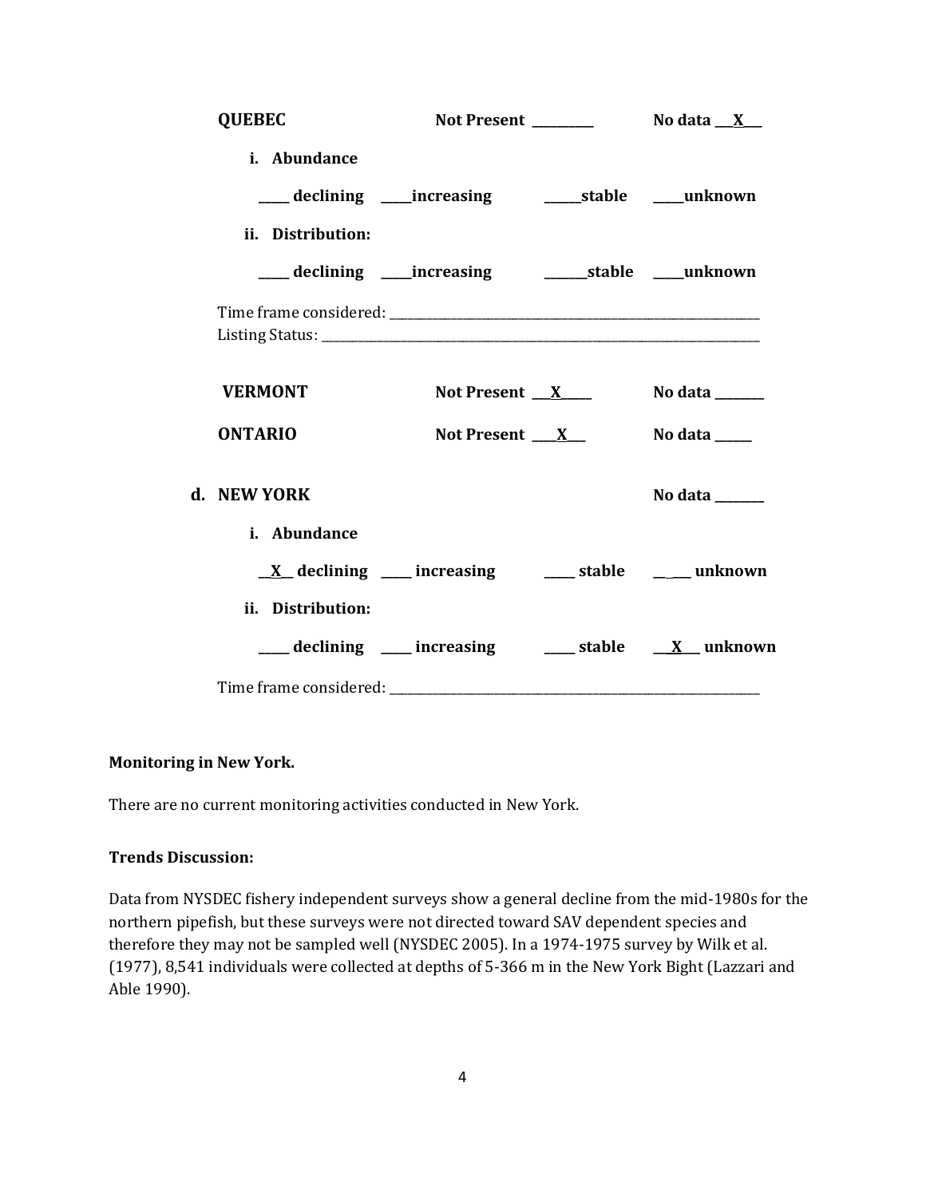**QUEBEC** Not Present __________ No data ___X___

i. **Abundance**

_____ declining _____increasing ______stable _____unknown

ii. **Distribution:**

_____ declining _____increasing _______stable _____unknown

Time frame considered: ___________________________________________________________

Listing Status: _________________________________________________________________

**VERMONT** Not Present ___X_____ No data ________

**ONTARIO** Not Present ____X___ No data ______

d. **NEW YORK** No data ________

i. **Abundance**

__X__ declining _____ increasing _____ stable _____ unknown

ii. **Distribution:**

_____ declining _____ increasing _____ stable ___X___ unknown

Time frame considered: ___________________________________________________________

**Monitoring in New York.**

There are no current monitoring activities conducted in New York.

**Trends Discussion:**

Data from NYSDEC fishery independent surveys show a general decline from the mid-1980s for the northern pipefish, but these surveys were not directed toward SAV dependent species and therefore they may not be sampled well (NYSDEC 2005). In a 1974-1975 survey by Wilk et al. (1977), 8,541 individuals were collected at depths of 5-366 m in the New York Bight (Lazzari and Able 1990).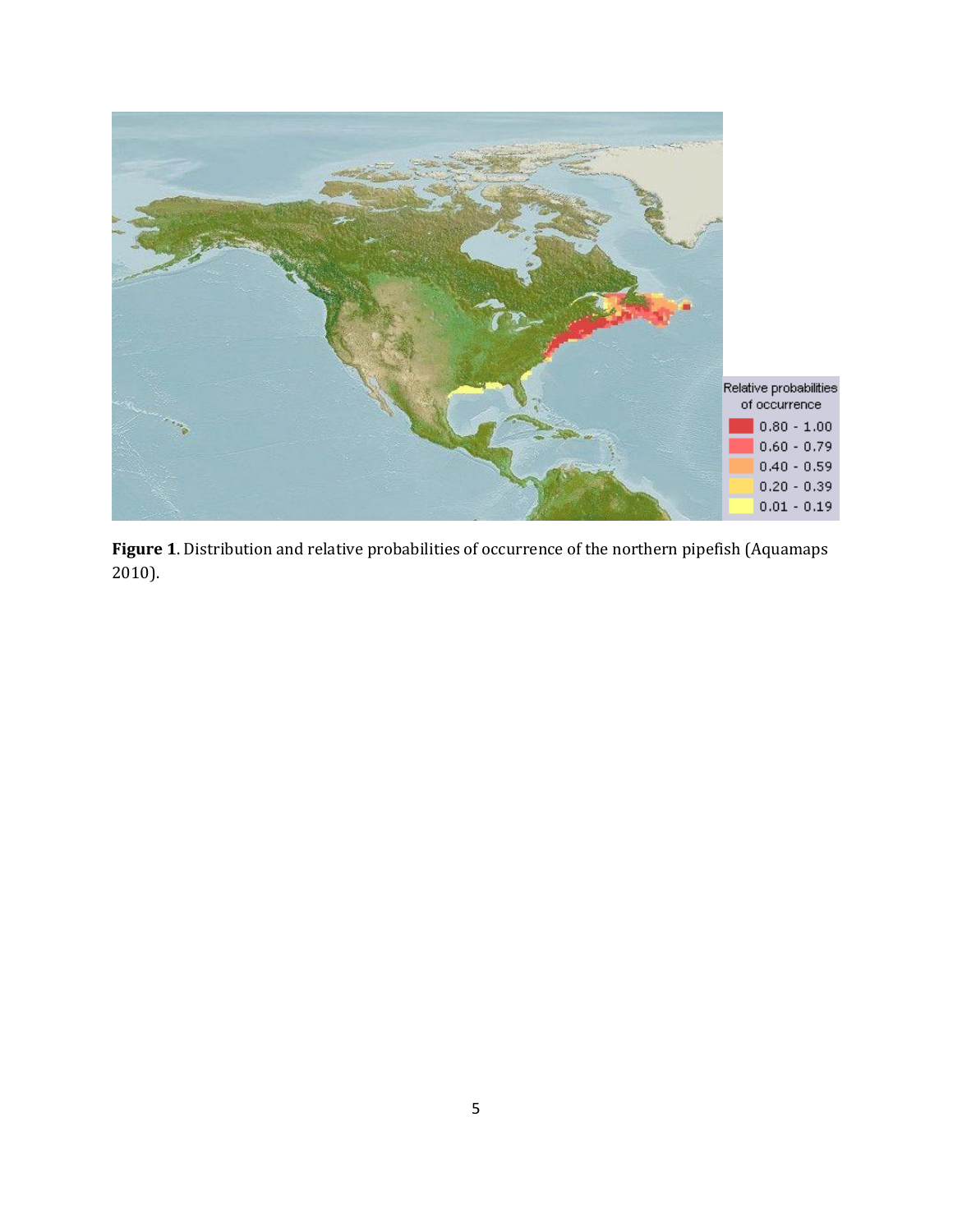**Figure 1**. Distribution and relative probabilities of occurrence of the northern pipefish (Aquamaps 2010).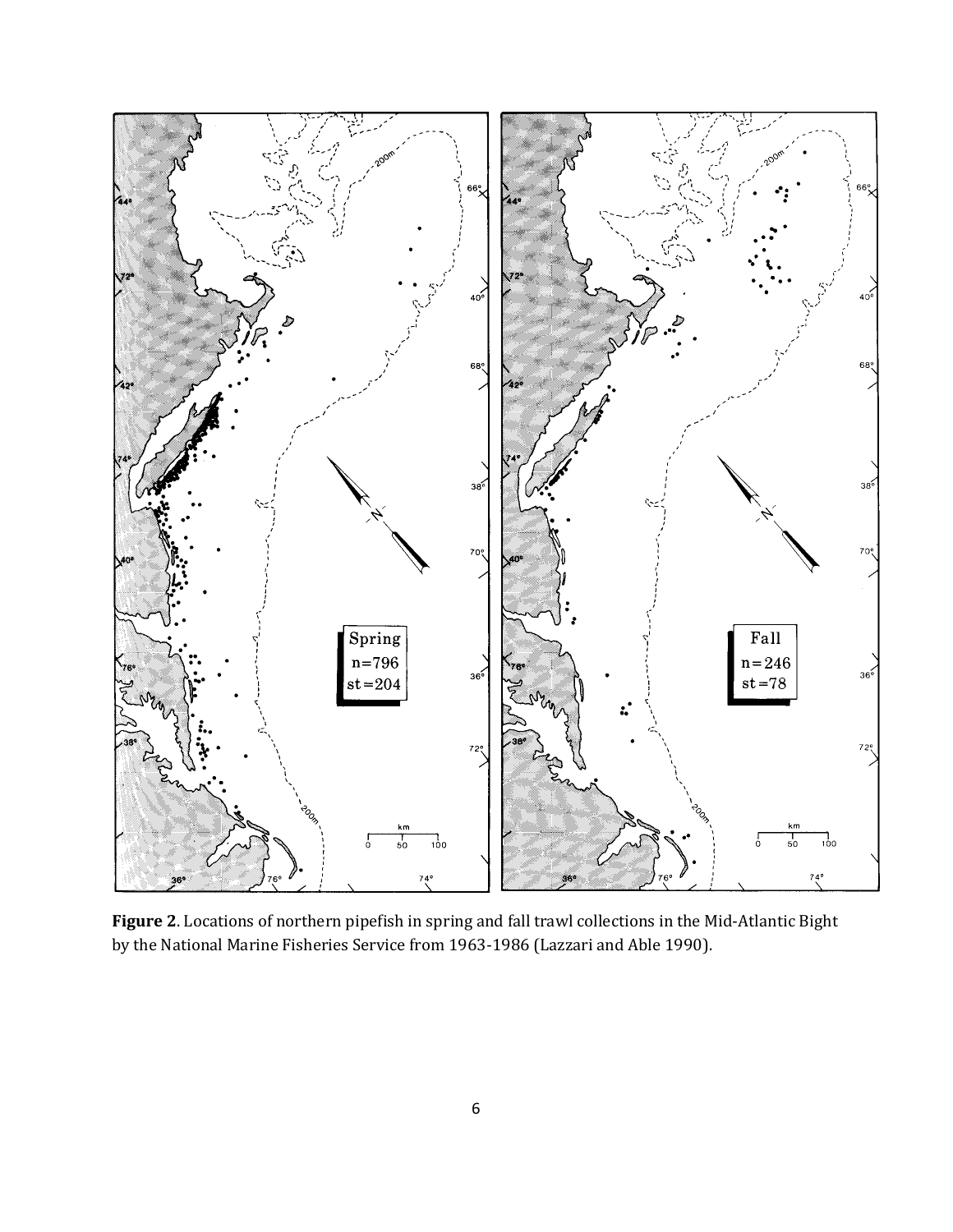**Figure 2**. Locations of northern pipefish in spring and fall trawl collections in the Mid-Atlantic Bight by the National Marine Fisheries Service from 1963-1986 (Lazzari and Able 1990).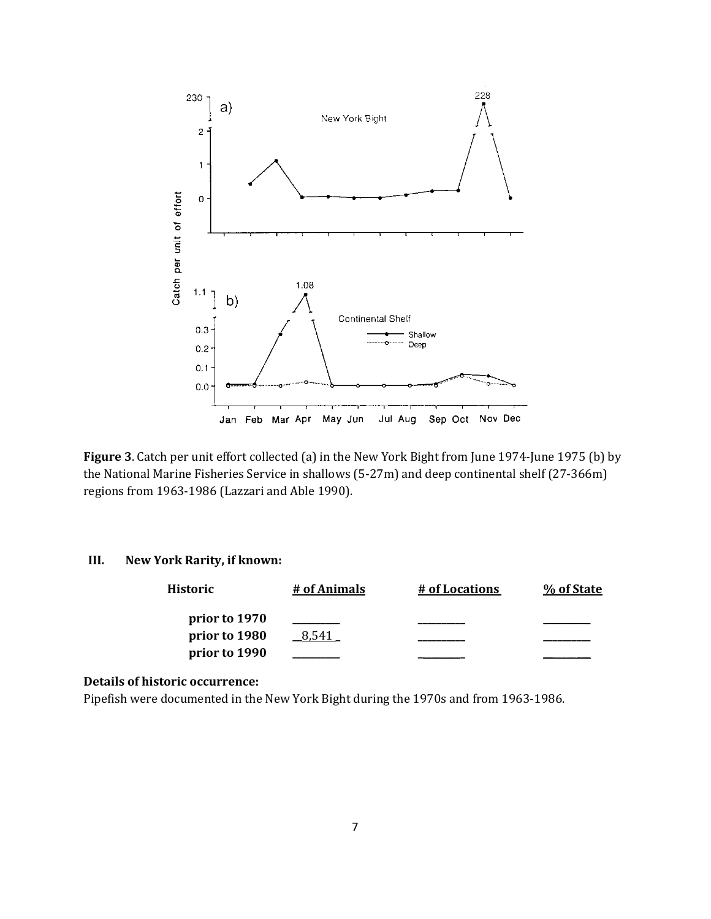**Figure 3**. Catch per unit effort collected (a) in the New York Bight from June 1974-June 1975 (b) by the National Marine Fisheries Service in shallows (5-27m) and deep continental shelf (27-366m) regions from 1963-1986 (Lazzari and Able 1990).

## III. New York Rarity, if known:

| Historic | # of Animals | # of Locations | % of State |
|---|---|---|---|
| prior to 1970 | | | |
| prior to 1980 | 8,541 | | |
| prior to 1990 | | | |

**Details of historic occurrence:**

Pipefish were documented in the New York Bight during the 1970s and from 1963-1986.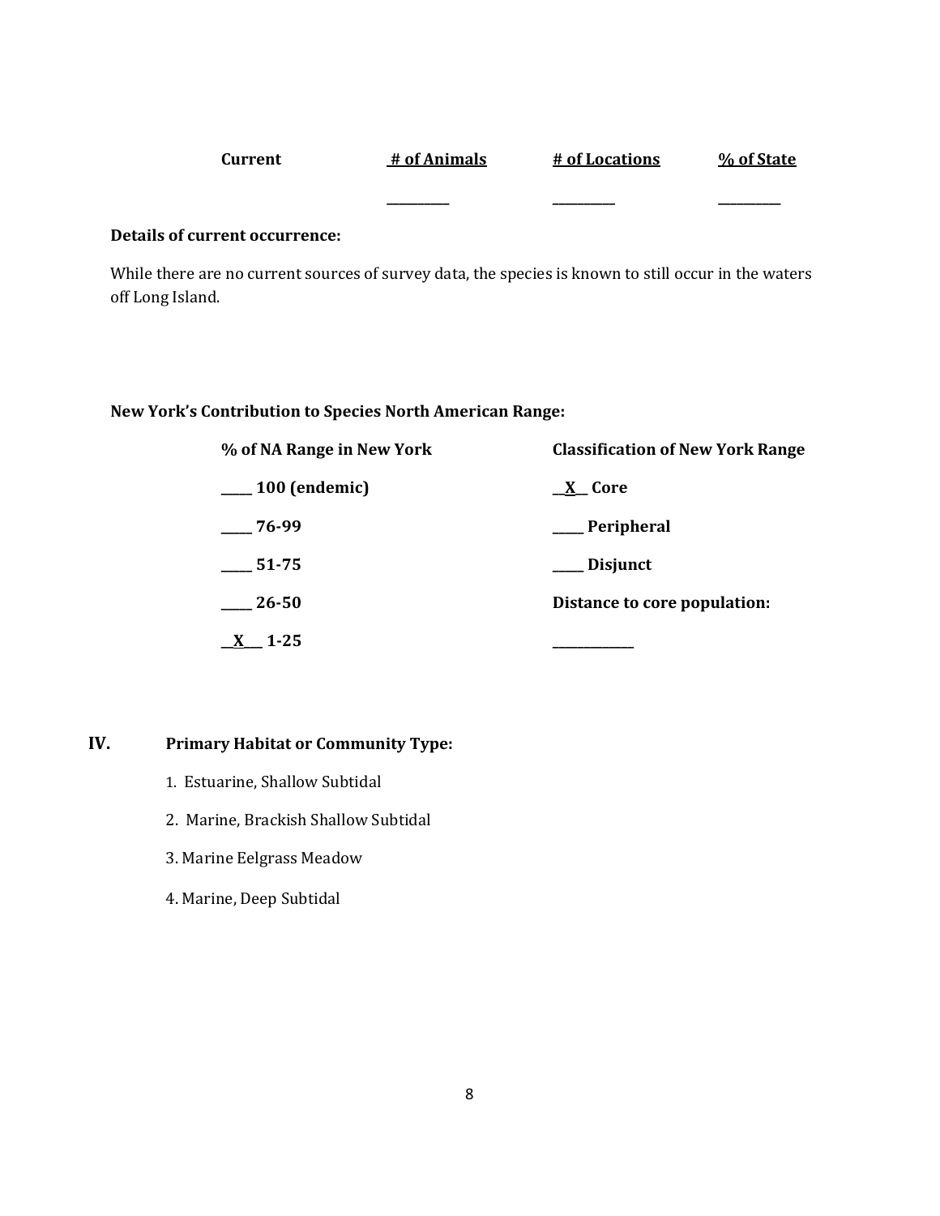| Current | # of Animals | # of Locations | % of State |
|---|---|---|---|
| | ________ | ________ | ________ |

**Details of current occurrence:**

While there are no current sources of survey data, the species is known to still occur in the waters off Long Island.

**New York's Contribution to Species North American Range:**

| % of NA Range in New York | Classification of New York Range |
|---|---|
| _____ 100 (endemic) | __X__ Core |
| _____ 76-99 | _____ Peripheral |
| _____ 51-75 | _____ Disjunct |
| _____ 26-50 | Distance to core population: |
| __X___ 1-25 | ____________ |

## IV. Primary Habitat or Community Type:

1. Estuarine, Shallow Subtidal
2. Marine, Brackish Shallow Subtidal
3. Marine Eelgrass Meadow
4. Marine, Deep Subtidal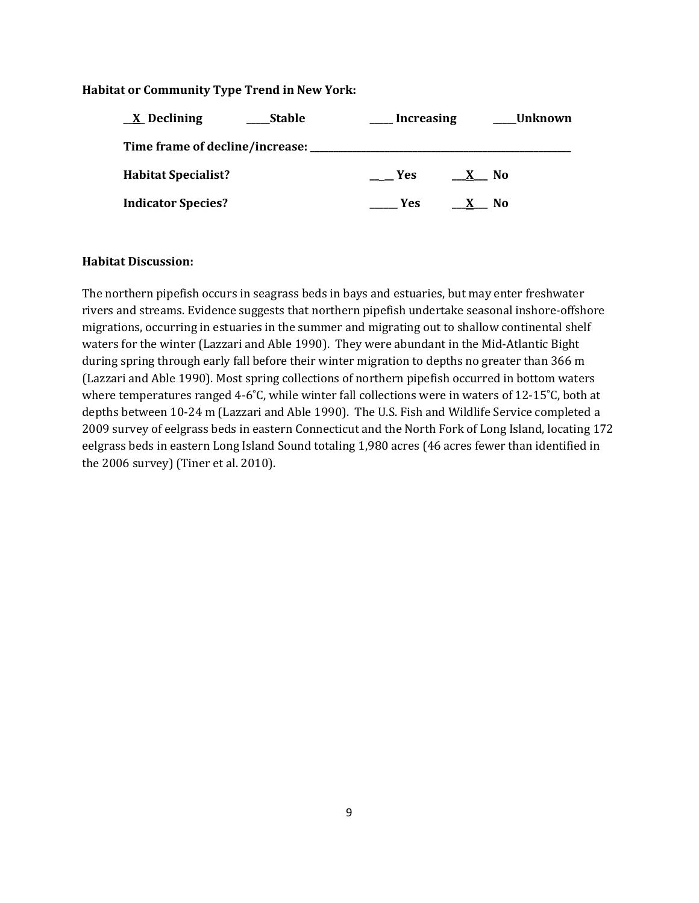**Habitat or Community Type Trend in New York:**

__X_ Declining _____Stable _____ Increasing _____Unknown

**Time frame of decline/increase:** _______________________________________________

**Habitat Specialist?** ______ Yes ___X___ No

**Indicator Species?** ______ Yes ___X___ No

**Habitat Discussion:**

The northern pipefish occurs in seagrass beds in bays and estuaries, but may enter freshwater rivers and streams. Evidence suggests that northern pipefish undertake seasonal inshore-offshore migrations, occurring in estuaries in the summer and migrating out to shallow continental shelf waters for the winter (Lazzari and Able 1990). They were abundant in the Mid-Atlantic Bight during spring through early fall before their winter migration to depths no greater than 366 m (Lazzari and Able 1990). Most spring collections of northern pipefish occurred in bottom waters where temperatures ranged 4-6˚C, while winter fall collections were in waters of 12-15˚C, both at depths between 10-24 m (Lazzari and Able 1990). The U.S. Fish and Wildlife Service completed a 2009 survey of eelgrass beds in eastern Connecticut and the North Fork of Long Island, locating 172 eelgrass beds in eastern Long Island Sound totaling 1,980 acres (46 acres fewer than identified in the 2006 survey) (Tiner et al. 2010).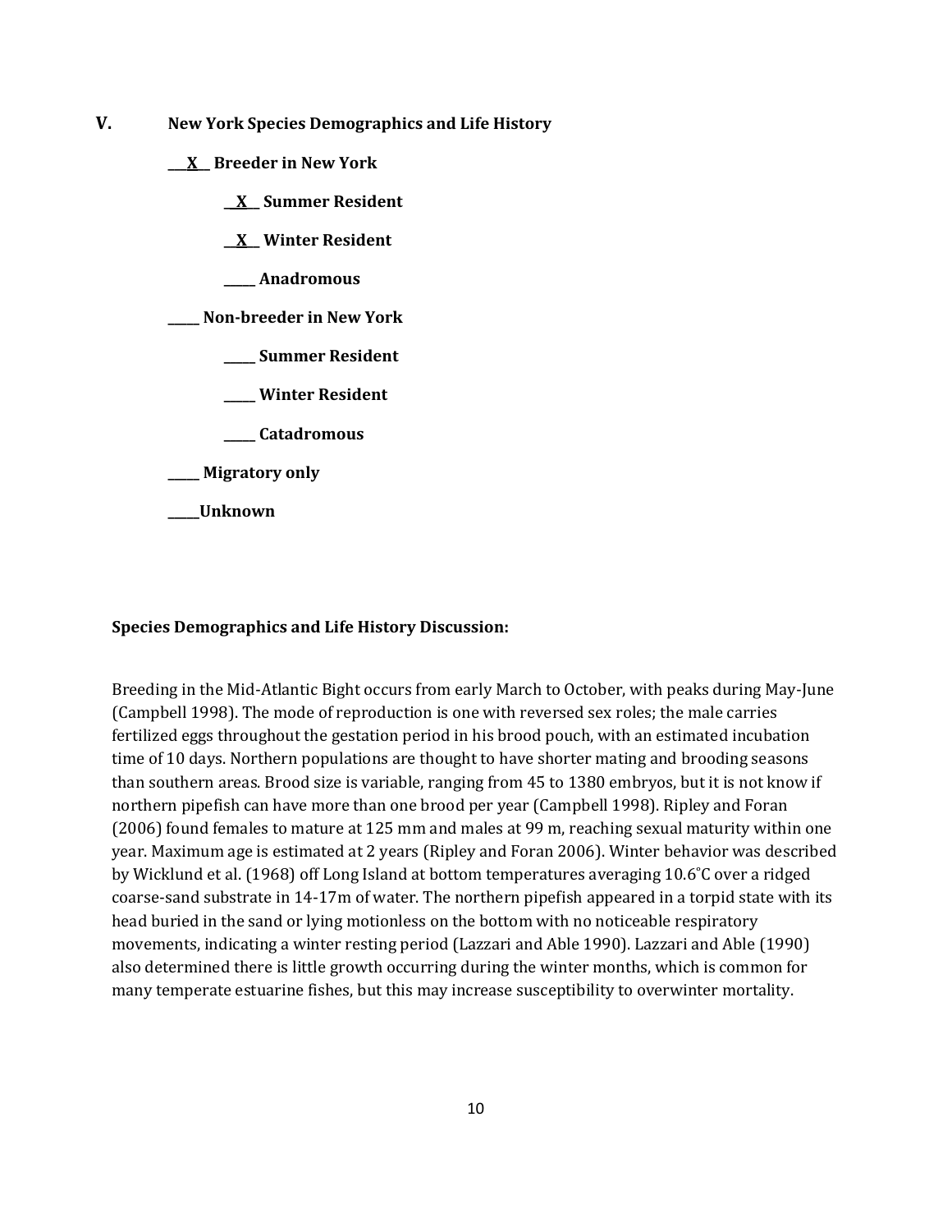## V. New York Species Demographics and Life History

__X__ **Breeder in New York**

  __X__ **Summer Resident**

  __X__ **Winter Resident**

  _____ **Anadromous**

_____ **Non-breeder in New York**

  _____ **Summer Resident**

  _____ **Winter Resident**

  _____ **Catadromous**

_____ **Migratory only**

_____**Unknown**

**Species Demographics and Life History Discussion:**

Breeding in the Mid-Atlantic Bight occurs from early March to October, with peaks during May-June (Campbell 1998). The mode of reproduction is one with reversed sex roles; the male carries fertilized eggs throughout the gestation period in his brood pouch, with an estimated incubation time of 10 days. Northern populations are thought to have shorter mating and brooding seasons than southern areas. Brood size is variable, ranging from 45 to 1380 embryos, but it is not know if northern pipefish can have more than one brood per year (Campbell 1998). Ripley and Foran (2006) found females to mature at 125 mm and males at 99 m, reaching sexual maturity within one year. Maximum age is estimated at 2 years (Ripley and Foran 2006). Winter behavior was described by Wicklund et al. (1968) off Long Island at bottom temperatures averaging 10.6˚C over a ridged coarse-sand substrate in 14-17m of water. The northern pipefish appeared in a torpid state with its head buried in the sand or lying motionless on the bottom with no noticeable respiratory movements, indicating a winter resting period (Lazzari and Able 1990). Lazzari and Able (1990) also determined there is little growth occurring during the winter months, which is common for many temperate estuarine fishes, but this may increase susceptibility to overwinter mortality.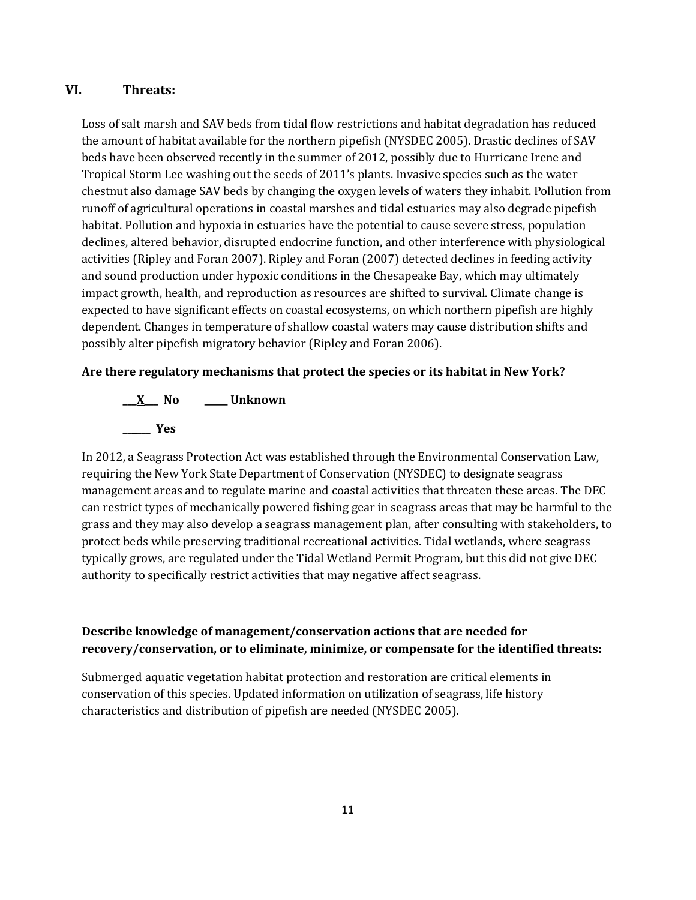## VI. Threats:

Loss of salt marsh and SAV beds from tidal flow restrictions and habitat degradation has reduced the amount of habitat available for the northern pipefish (NYSDEC 2005). Drastic declines of SAV beds have been observed recently in the summer of 2012, possibly due to Hurricane Irene and Tropical Storm Lee washing out the seeds of 2011's plants. Invasive species such as the water chestnut also damage SAV beds by changing the oxygen levels of waters they inhabit. Pollution from runoff of agricultural operations in coastal marshes and tidal estuaries may also degrade pipefish habitat. Pollution and hypoxia in estuaries have the potential to cause severe stress, population declines, altered behavior, disrupted endocrine function, and other interference with physiological activities (Ripley and Foran 2007). Ripley and Foran (2007) detected declines in feeding activity and sound production under hypoxic conditions in the Chesapeake Bay, which may ultimately impact growth, health, and reproduction as resources are shifted to survival. Climate change is expected to have significant effects on coastal ecosystems, on which northern pipefish are highly dependent. Changes in temperature of shallow coastal waters may cause distribution shifts and possibly alter pipefish migratory behavior (Ripley and Foran 2006).

**Are there regulatory mechanisms that protect the species or its habitat in New York?**

**\_\_\_X\_\_\_ No &nbsp;&nbsp;&nbsp;&nbsp; \_\_\_\_\_ Unknown**

**\_\_\_\_\_ Yes**

In 2012, a Seagrass Protection Act was established through the Environmental Conservation Law, requiring the New York State Department of Conservation (NYSDEC) to designate seagrass management areas and to regulate marine and coastal activities that threaten these areas. The DEC can restrict types of mechanically powered fishing gear in seagrass areas that may be harmful to the grass and they may also develop a seagrass management plan, after consulting with stakeholders, to protect beds while preserving traditional recreational activities. Tidal wetlands, where seagrass typically grows, are regulated under the Tidal Wetland Permit Program, but this did not give DEC authority to specifically restrict activities that may negative affect seagrass.

**Describe knowledge of management/conservation actions that are needed for recovery/conservation, or to eliminate, minimize, or compensate for the identified threats:**

Submerged aquatic vegetation habitat protection and restoration are critical elements in conservation of this species. Updated information on utilization of seagrass, life history characteristics and distribution of pipefish are needed (NYSDEC 2005).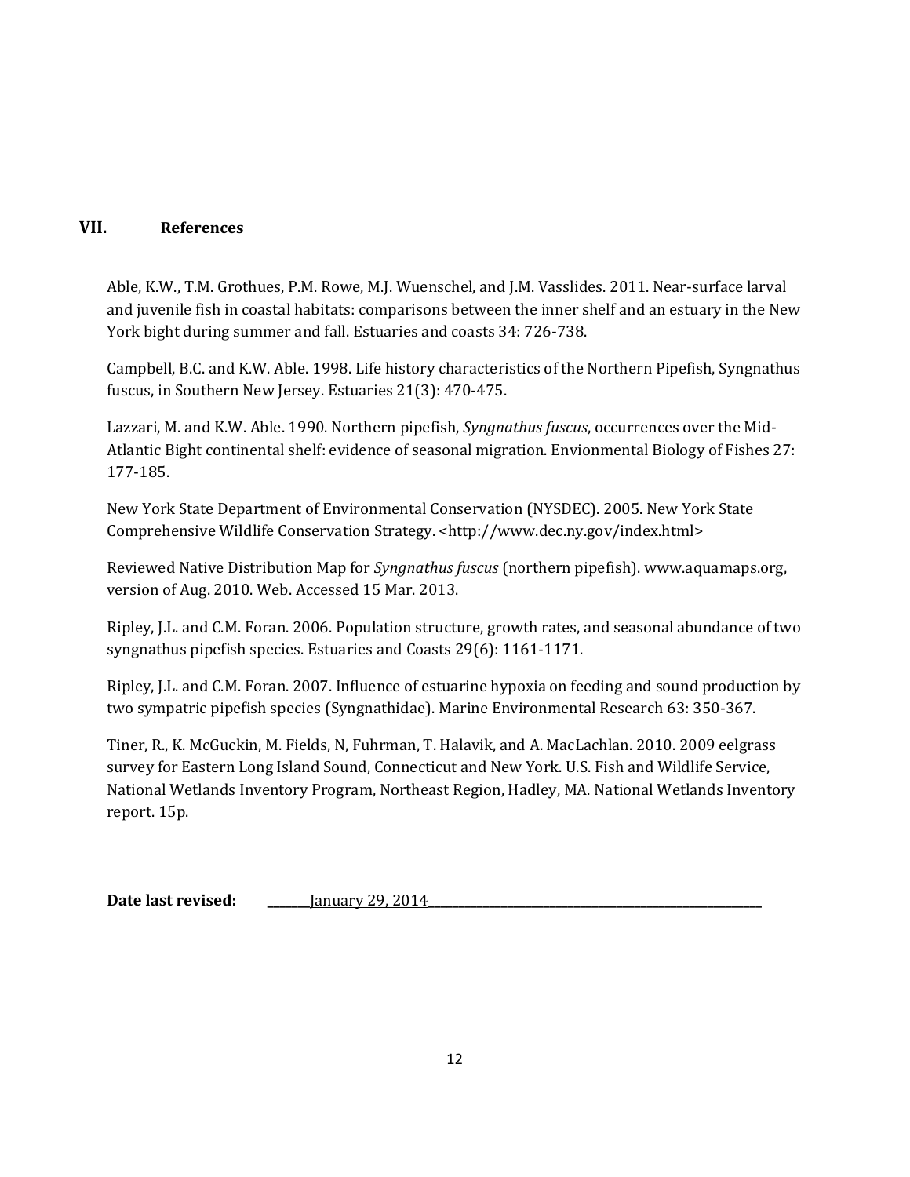## VII. References

Able, K.W., T.M. Grothues, P.M. Rowe, M.J. Wuenschel, and J.M. Vasslides. 2011. Near-surface larval and juvenile fish in coastal habitats: comparisons between the inner shelf and an estuary in the New York bight during summer and fall. Estuaries and coasts 34: 726-738.

Campbell, B.C. and K.W. Able. 1998. Life history characteristics of the Northern Pipefish, Syngnathus fuscus, in Southern New Jersey. Estuaries 21(3): 470-475.

Lazzari, M. and K.W. Able. 1990. Northern pipefish, *Syngnathus fuscus*, occurrences over the Mid-Atlantic Bight continental shelf: evidence of seasonal migration. Envionmental Biology of Fishes 27: 177-185.

New York State Department of Environmental Conservation (NYSDEC). 2005. New York State Comprehensive Wildlife Conservation Strategy. <http://www.dec.ny.gov/index.html>

Reviewed Native Distribution Map for *Syngnathus fuscus* (northern pipefish). www.aquamaps.org, version of Aug. 2010. Web. Accessed 15 Mar. 2013.

Ripley, J.L. and C.M. Foran. 2006. Population structure, growth rates, and seasonal abundance of two syngnathus pipefish species. Estuaries and Coasts 29(6): 1161-1171.

Ripley, J.L. and C.M. Foran. 2007. Influence of estuarine hypoxia on feeding and sound production by two sympatric pipefish species (Syngnathidae). Marine Environmental Research 63: 350-367.

Tiner, R., K. McGuckin, M. Fields, N, Fuhrman, T. Halavik, and A. MacLachlan. 2010. 2009 eelgrass survey for Eastern Long Island Sound, Connecticut and New York. U.S. Fish and Wildlife Service, National Wetlands Inventory Program, Northeast Region, Hadley, MA. National Wetlands Inventory report. 15p.

**Date last revised:** January 29, 2014